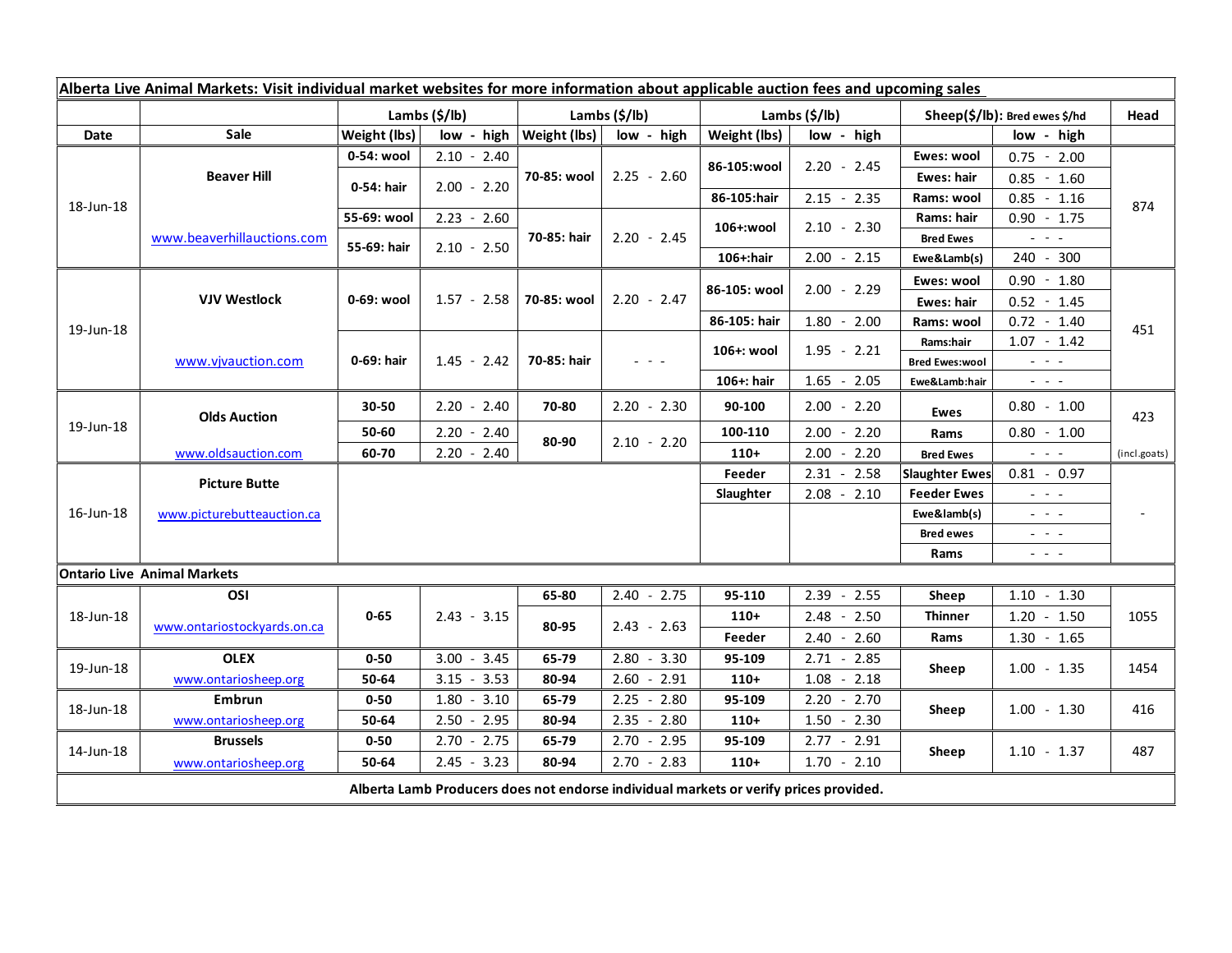**Alberta Live Animal Markets: Visit individual market websites for more information about applicable auction fees and upcoming sales**

| Date | Sale | Lambs ($/lb) | | Lambs ($/lb) | | Lambs ($/lb) | | Sheep($/lb): Bred ewes $/hd | | Head |
|---|---|---|---|---|---|---|---|---|---|---|
| | | Weight (lbs) | low - high | Weight (lbs) | low - high | Weight (lbs) | low - high | | low - high | |
| 18-Jun-18 | Beaver Hill | 0-54: wool | 2.10 - 2.40 | 70-85: wool | 2.25 - 2.60 | 86-105:wool | 2.20 - 2.45 | Ewes: wool | 0.75 - 2.00 | 874 |
| | | 0-54: hair | 2.00 - 2.20 | | | | | Ewes: hair | 0.85 - 1.60 | |
| | | | | | | 86-105:hair | 2.15 - 2.35 | Rams: wool | 0.85 - 1.16 | |
| | | 55-69: wool | 2.23 - 2.60 | 70-85: hair | 2.20 - 2.45 | 106+:wool | 2.10 - 2.30 | Rams: hair | 0.90 - 1.75 | |
| | www.beaverhillauctions.com | 55-69: hair | 2.10 - 2.50 | | | | | Bred Ewes | - - - | |
| | | | | | | 106+:hair | 2.00 - 2.15 | Ewe&Lamb(s) | 240 - 300 | |
| 19-Jun-18 | VJV Westlock | 0-69: wool | 1.57 - 2.58 | 70-85: wool | 2.20 - 2.47 | 86-105: wool | 2.00 - 2.29 | Ewes: wool | 0.90 - 1.80 | 451 |
| | | | | | | | | Ewes: hair | 0.52 - 1.45 | |
| | | | | | | 86-105: hair | 1.80 - 2.00 | Rams: wool | 0.72 - 1.40 | |
| | www.vjvauction.com | 0-69: hair | 1.45 - 2.42 | 70-85: hair | - - - | 106+: wool | 1.95 - 2.21 | Rams:hair | 1.07 - 1.42 | |
| | | | | | | | | Bred Ewes:wool | - - - | |
| | | | | | | 106+: hair | 1.65 - 2.05 | Ewe&Lamb:hair | - - - | |
| 19-Jun-18 | Olds Auction | 30-50 | 2.20 - 2.40 | 70-80 | 2.20 - 2.30 | 90-100 | 2.00 - 2.20 | Ewes | 0.80 - 1.00 | 423 |
| | | 50-60 | 2.20 - 2.40 | 80-90 | 2.10 - 2.20 | 100-110 | 2.00 - 2.20 | Rams | 0.80 - 1.00 | |
| | www.oldsauction.com | 60-70 | 2.20 - 2.40 | | | 110+ | 2.00 - 2.20 | Bred Ewes | - - - | (incl.goats) |
| 16-Jun-18 | Picture Butte | | | | | Feeder | 2.31 - 2.58 | Slaughter Ewes | 0.81 - 0.97 | - |
| | www.picturebutteauction.ca | | | | | Slaughter | 2.08 - 2.10 | Feeder Ewes | - - - | |
| | | | | | | | | Ewe&lamb(s) | - - - | |
| | | | | | | | | Bred ewes | - - - | |
| | | | | | | | | Rams | - - - | |
| **Ontario Live Animal Markets** | | | | | | | | | | |
| 18-Jun-18 | OSI | 0-65 | 2.43 - 3.15 | 65-80 | 2.40 - 2.75 | 95-110 | 2.39 - 2.55 | Sheep | 1.10 - 1.30 | 1055 |
| | www.ontariostockyards.on.ca | | | 80-95 | 2.43 - 2.63 | 110+ | 2.48 - 2.50 | Thinner | 1.20 - 1.50 | |
| | | | | | | Feeder | 2.40 - 2.60 | Rams | 1.30 - 1.65 | |
| 19-Jun-18 | OLEX | 0-50 | 3.00 - 3.45 | 65-79 | 2.80 - 3.30 | 95-109 | 2.71 - 2.85 | Sheep | 1.00 - 1.35 | 1454 |
| | www.ontariosheep.org | 50-64 | 3.15 - 3.53 | 80-94 | 2.60 - 2.91 | 110+ | 1.08 - 2.18 | | | |
| 18-Jun-18 | Embrun | 0-50 | 1.80 - 3.10 | 65-79 | 2.25 - 2.80 | 95-109 | 2.20 - 2.70 | Sheep | 1.00 - 1.30 | 416 |
| | www.ontariosheep.org | 50-64 | 2.50 - 2.95 | 80-94 | 2.35 - 2.80 | 110+ | 1.50 - 2.30 | | | |
| 14-Jun-18 | Brussels | 0-50 | 2.70 - 2.75 | 65-79 | 2.70 - 2.95 | 95-109 | 2.77 - 2.91 | Sheep | 1.10 - 1.37 | 487 |
| | www.ontariosheep.org | 50-64 | 2.45 - 3.23 | 80-94 | 2.70 - 2.83 | 110+ | 1.70 - 2.10 | | | |

**Alberta Lamb Producers does not endorse individual markets or verify prices provided.**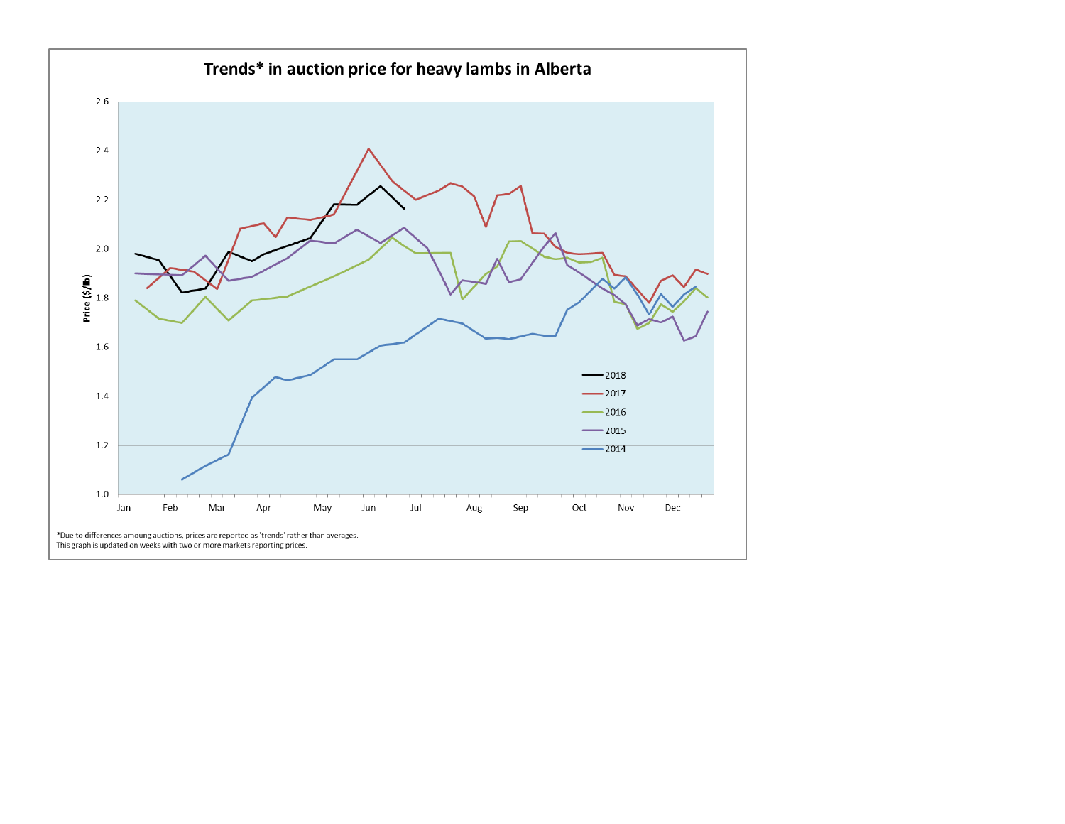# Trends* in auction price for heavy lambs in Alberta

Price ($/lb)

2.6
2.4
2.2
2.0
1.8
1.6
1.4
1.2
1.0

Jan Feb Mar Apr May Jun Jul Aug Sep Oct Nov Dec

2018
2017
2016
2015
2014

*Due to differences amoung auctions, prices are reported as 'trends' rather than averages.
This graph is updated on weeks with two or more markets reporting prices.